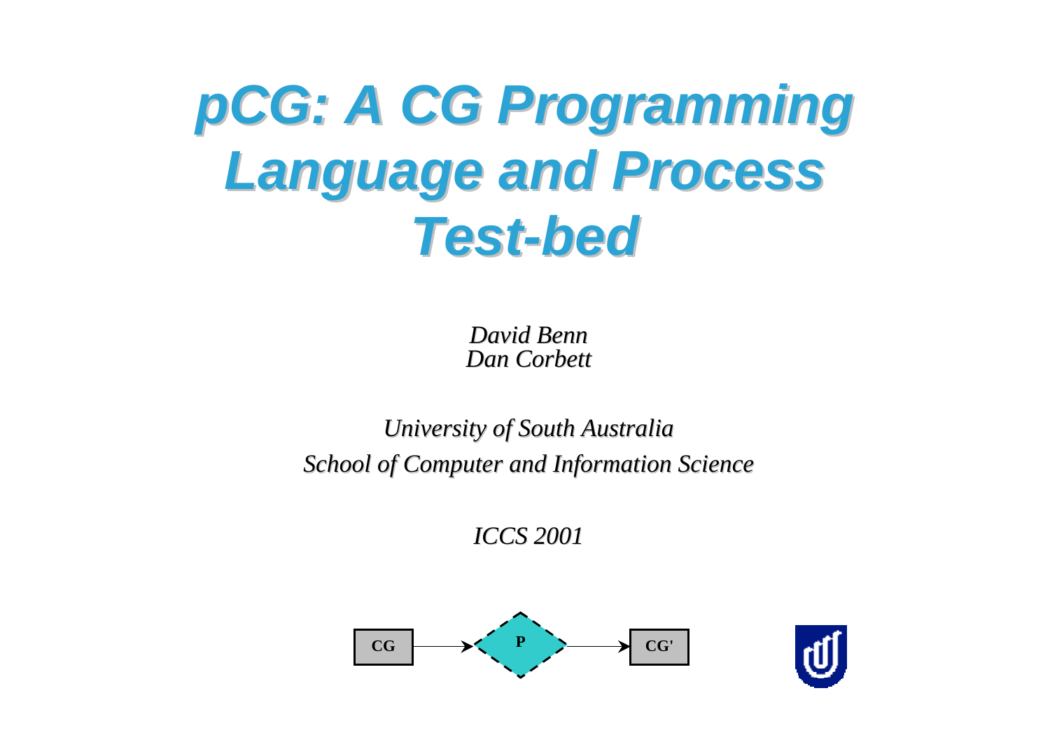# pCG: A CG Programming Language and Process Test-bed

*David Benn*
*Dan Corbett*

*University of South Australia*
*School of Computer and Information Science*

*ICCS 2001*

CG → P → CG'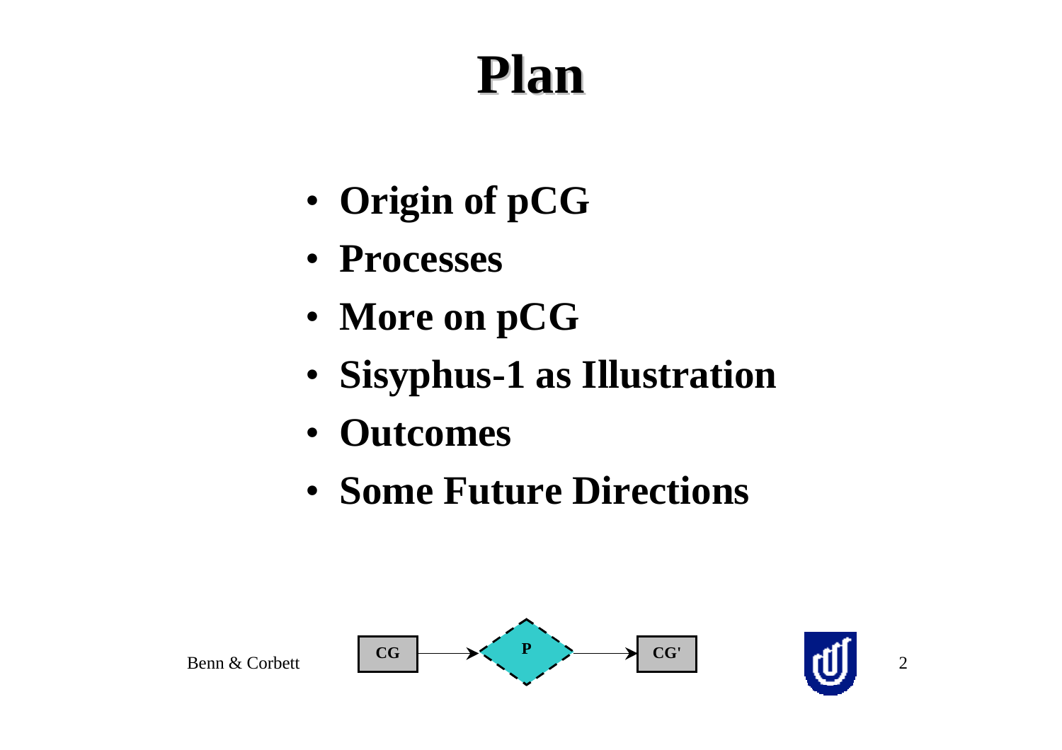# Plan

- **Origin of pCG**
- **Processes**
- **More on pCG**
- **Sisyphus-1 as Illustration**
- **Outcomes**
- **Some Future Directions**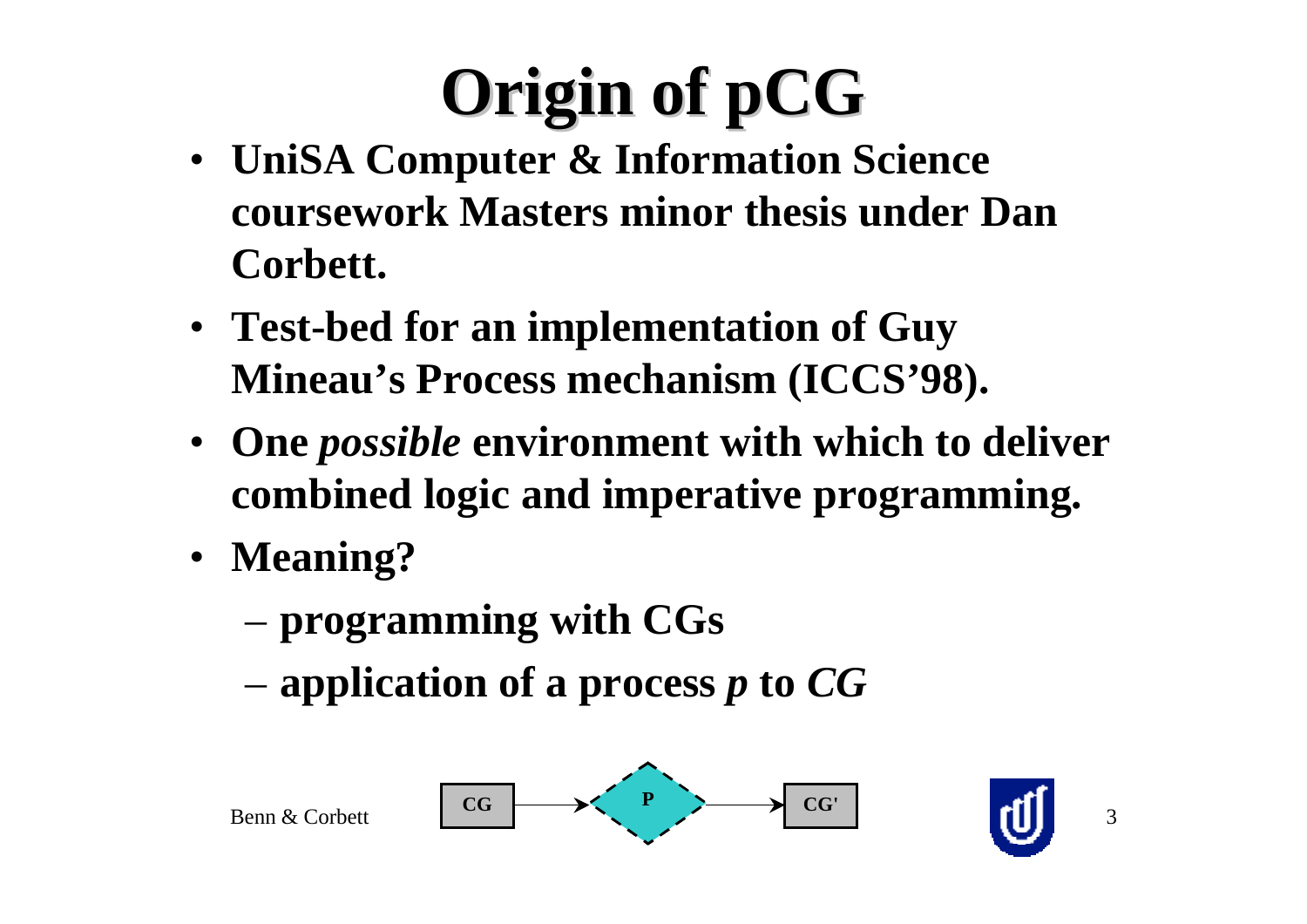# Origin of pCG

- UniSA Computer & Information Science coursework Masters minor thesis under Dan Corbett.
- Test-bed for an implementation of Guy Mineau's Process mechanism (ICCS'98).
- One *possible* environment with which to deliver combined logic and imperative programming.
- Meaning?
  - programming with CGs
  - application of a process *p* to *CG*

CG → P → CG'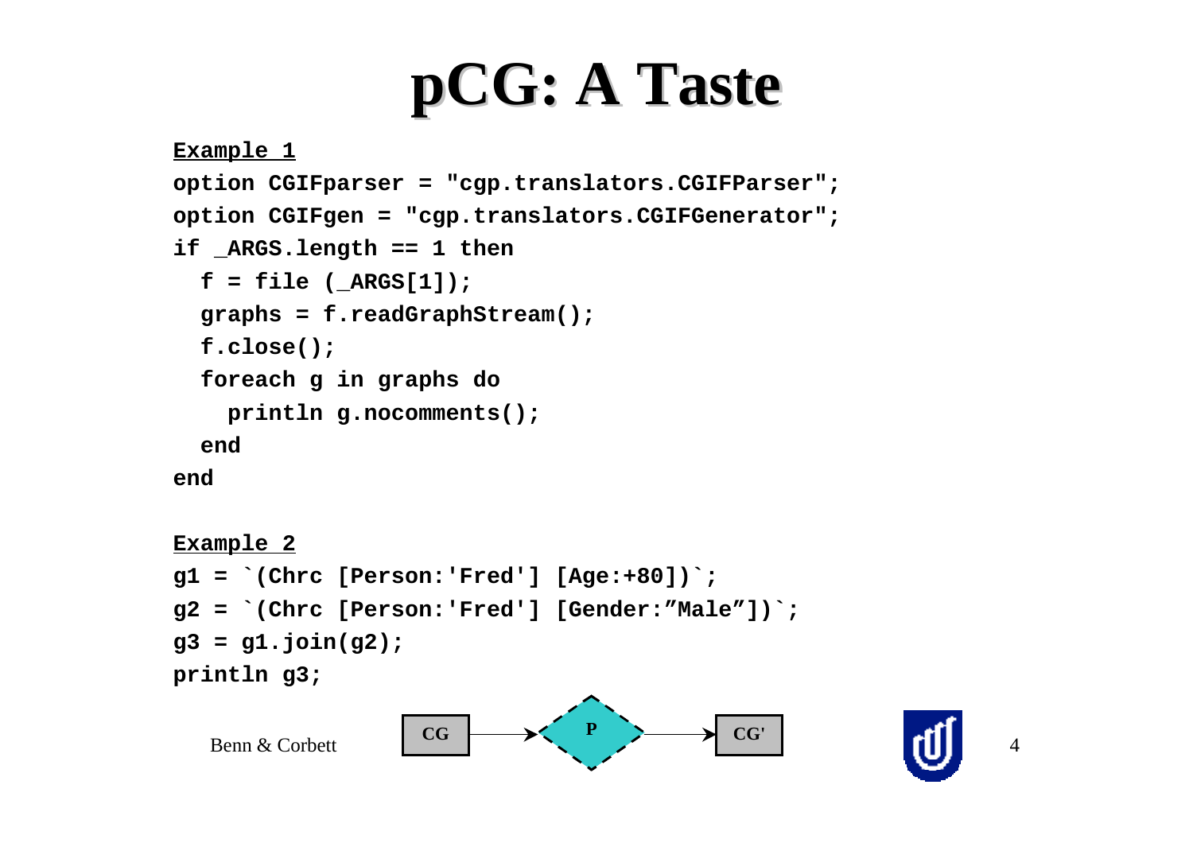# pCG: A Taste

**Example 1**

```
option CGIFparser = "cgp.translators.CGIFParser";
option CGIFgen = "cgp.translators.CGIFGenerator";
if _ARGS.length == 1 then
  f = file (_ARGS[1]);
  graphs = f.readGraphStream();
  f.close();
  foreach g in graphs do
    println g.nocomments();
  end
end
```

**Example 2**

```
g1 = `(Chrc [Person:'Fred'] [Age:+80])`;
g2 = `(Chrc [Person:'Fred'] [Gender:”Male”])`;
g3 = g1.join(g2);
println g3;
```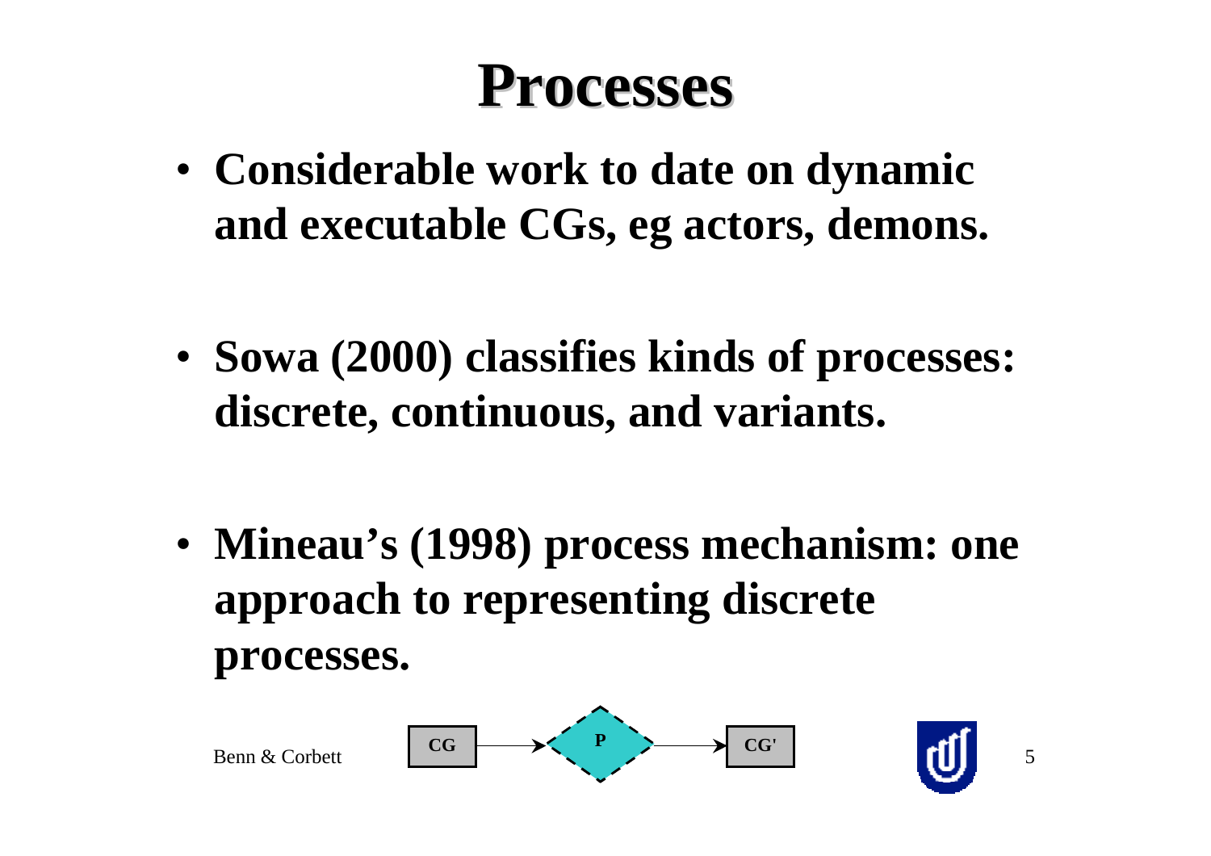# Processes

- **Considerable work to date on dynamic and executable CGs, eg actors, demons.**
- **Sowa (2000) classifies kinds of processes: discrete, continuous, and variants.**
- **Mineau's (1998) process mechanism: one approach to representing discrete processes.**

**CG** → **P** → **CG'**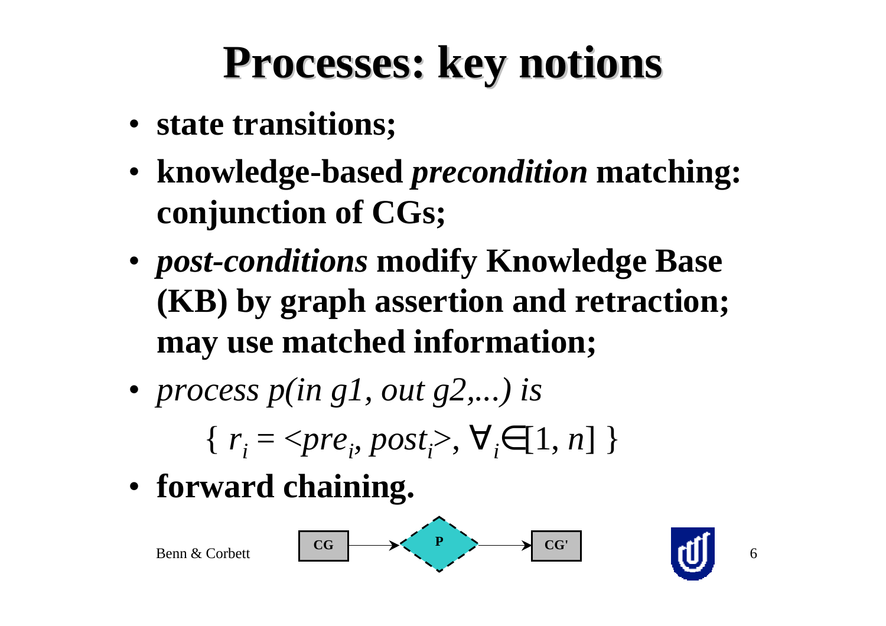# Processes: key notions

- **state transitions;**
- **knowledge-based *precondition* matching: conjunction of CGs;**
- ***post-conditions* modify Knowledge Base (KB) by graph assertion and retraction; may use matched information;**
- *process p(in g1, out g2,...) is*

  $$\{ r_i = <pre_i, post_i>, \forall_i \in [1, n] \}$$

- **forward chaining.**

CG → P → CG'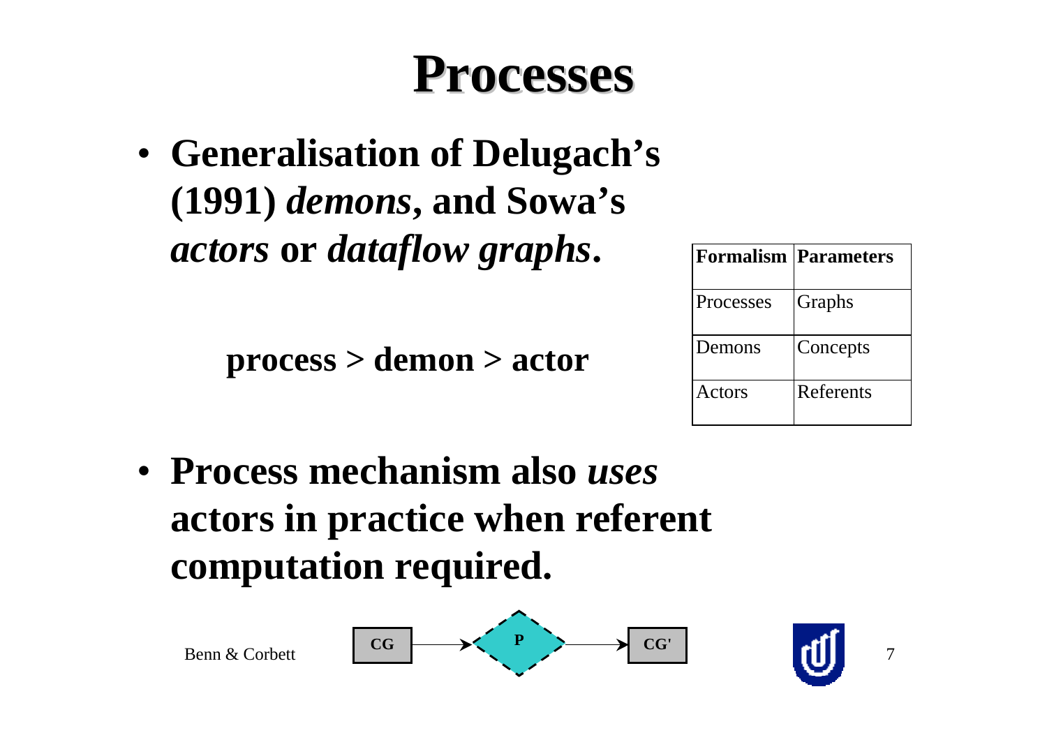# Processes

- **Generalisation of Delugach's (1991) *demons*, and Sowa's *actors* or *dataflow graphs*.**

**process > demon > actor**

| Formalism | Parameters |
|---|---|
| Processes | Graphs |
| Demons | Concepts |
| Actors | Referents |

- **Process mechanism also *uses* actors in practice when referent computation required.**

CG → P → CG'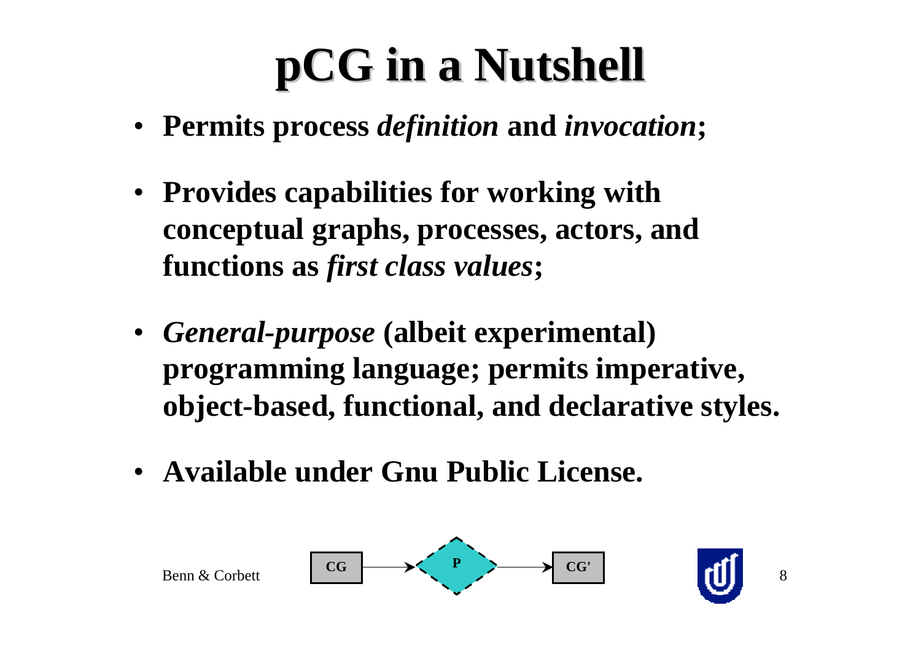# pCG in a Nutshell

- **Permits process *definition* and *invocation*;**
- **Provides capabilities for working with conceptual graphs, processes, actors, and functions as *first class values*;**
- ***General-purpose* (albeit experimental) programming language; permits imperative, object-based, functional, and declarative styles.**
- **Available under Gnu Public License.**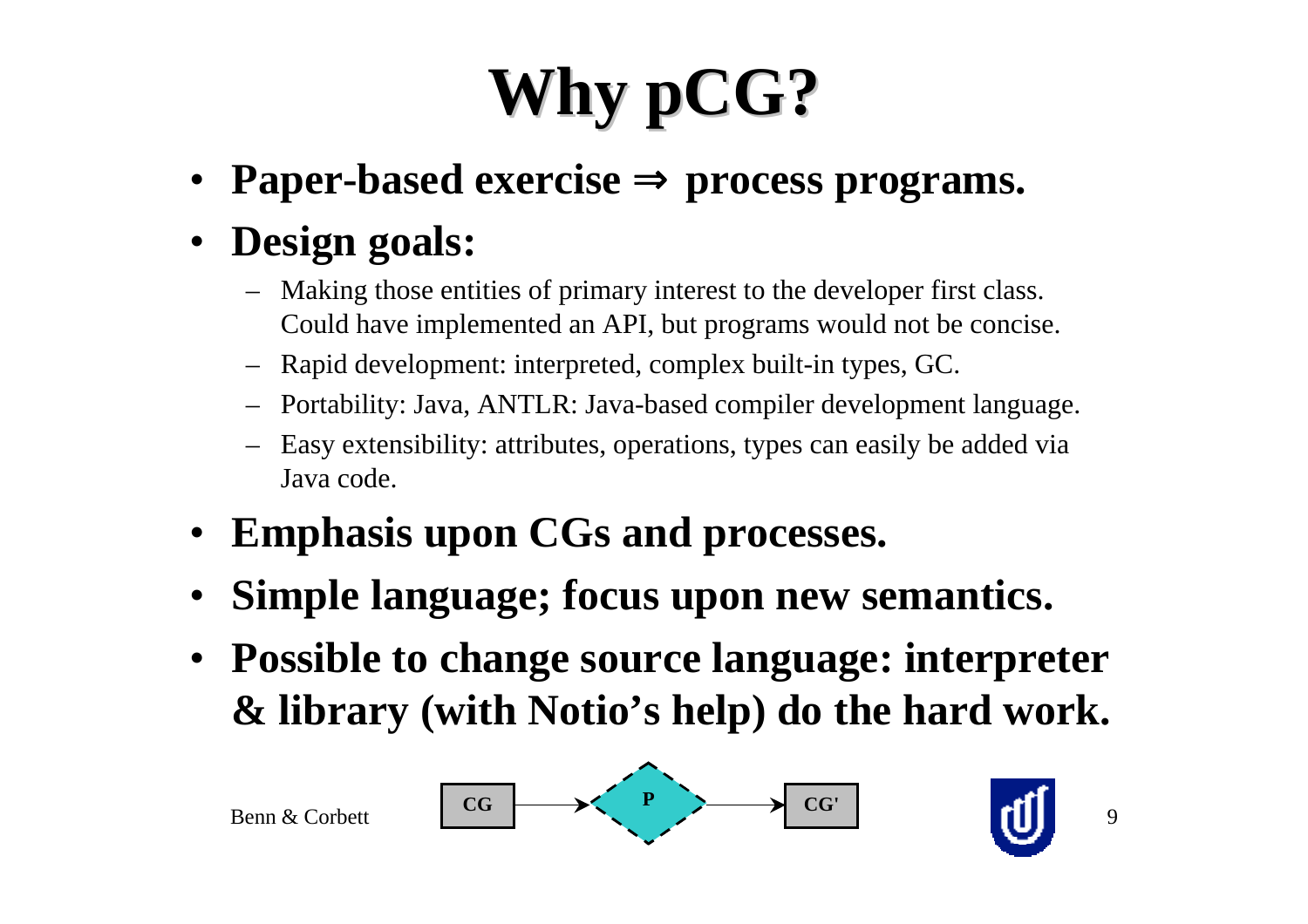# Why pCG?

- **Paper-based exercise ⇒ process programs.**
- **Design goals:**
  - Making those entities of primary interest to the developer first class. Could have implemented an API, but programs would not be concise.
  - Rapid development: interpreted, complex built-in types, GC.
  - Portability: Java, ANTLR: Java-based compiler development language.
  - Easy extensibility: attributes, operations, types can easily be added via Java code.
- **Emphasis upon CGs and processes.**
- **Simple language; focus upon new semantics.**
- **Possible to change source language: interpreter & library (with Notio's help) do the hard work.**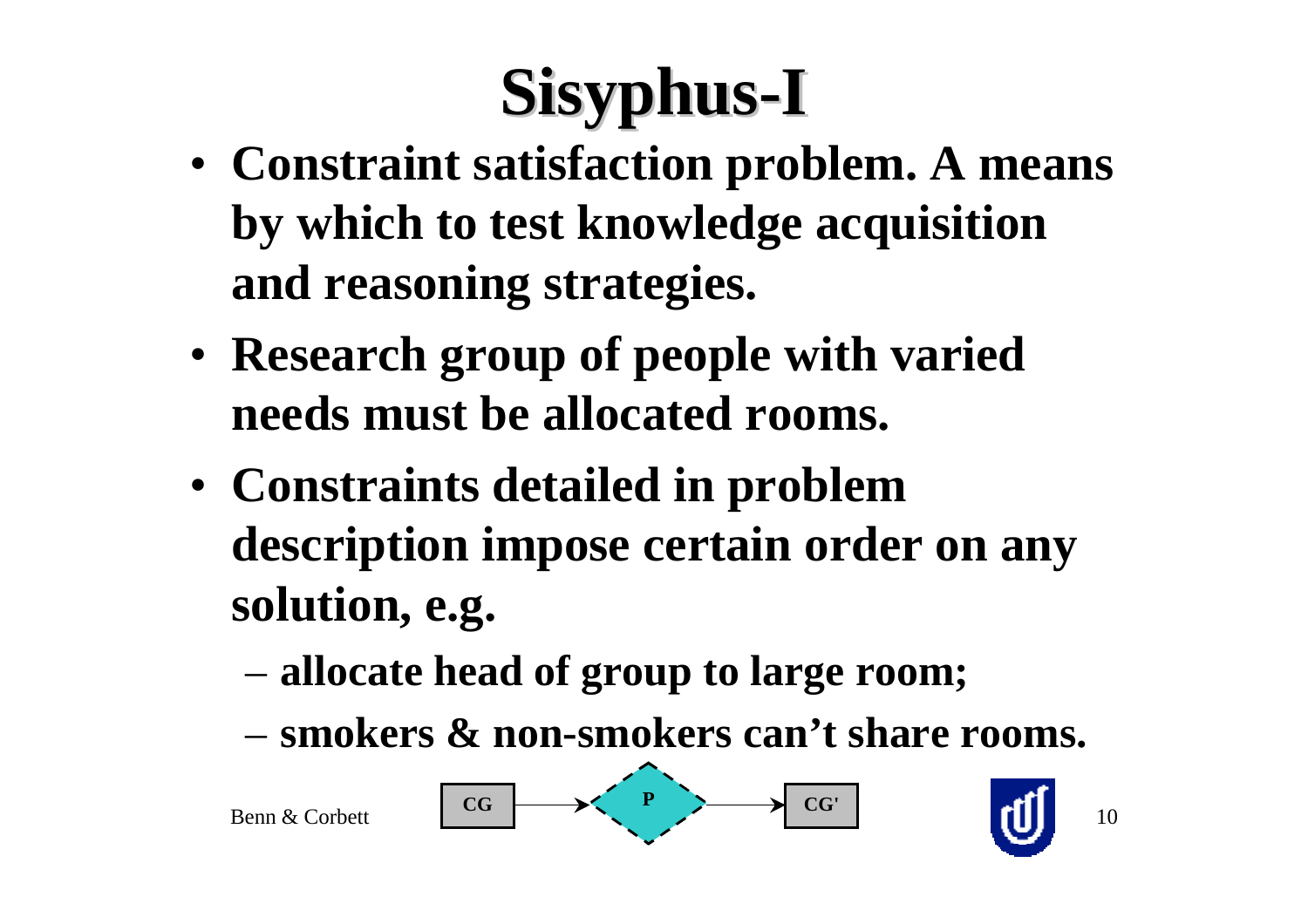# Sisyphus-I

- **Constraint satisfaction problem. A means by which to test knowledge acquisition and reasoning strategies.**
- **Research group of people with varied needs must be allocated rooms.**
- **Constraints detailed in problem description impose certain order on any solution, e.g.**
  - **allocate head of group to large room;**
  - **smokers & non-smokers can't share rooms.**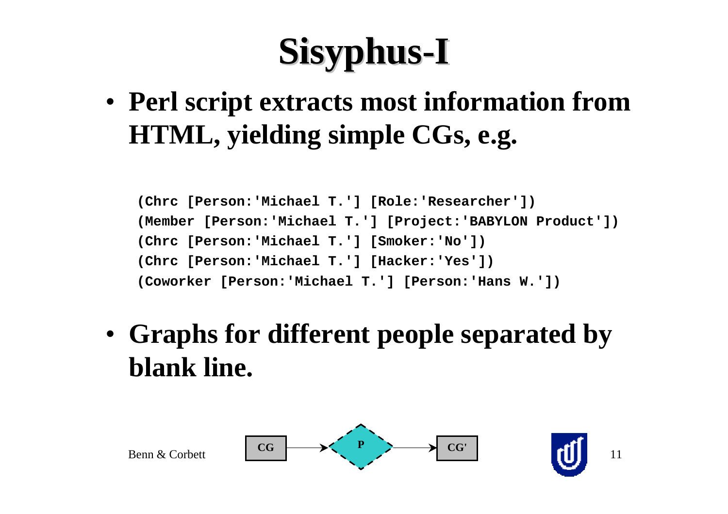# Sisyphus-I

- **Perl script extracts most information from HTML, yielding simple CGs, e.g.**

```
(Chrc [Person:'Michael T.'] [Role:'Researcher'])
(Member [Person:'Michael T.'] [Project:'BABYLON Product'])
(Chrc [Person:'Michael T.'] [Smoker:'No'])
(Chrc [Person:'Michael T.'] [Hacker:'Yes'])
(Coworker [Person:'Michael T.'] [Person:'Hans W.'])
```

- **Graphs for different people separated by blank line.**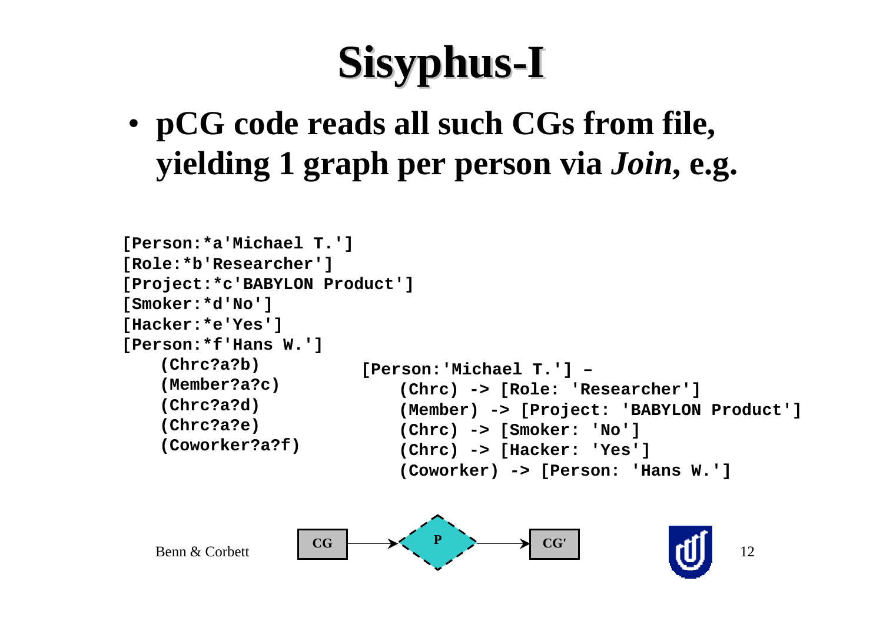# Sisyphus-I

- **pCG code reads all such CGs from file, yielding 1 graph per person via *Join*, e.g.**

```
[Person:*a'Michael T.']
[Role:*b'Researcher']
[Project:*c'BABYLON Product']
[Smoker:*d'No']
[Hacker:*e'Yes']
[Person:*f'Hans W.']
    (Chrc?a?b)
    (Member?a?c)
    (Chrc?a?d)
    (Chrc?a?e)
    (Coworker?a?f)
```

```
[Person:'Michael T.'] –
    (Chrc) -> [Role: 'Researcher']
    (Member) -> [Project: 'BABYLON Product']
    (Chrc) -> [Smoker: 'No']
    (Chrc) -> [Hacker: 'Yes']
    (Coworker) -> [Person: 'Hans W.']
```

CG → P → CG'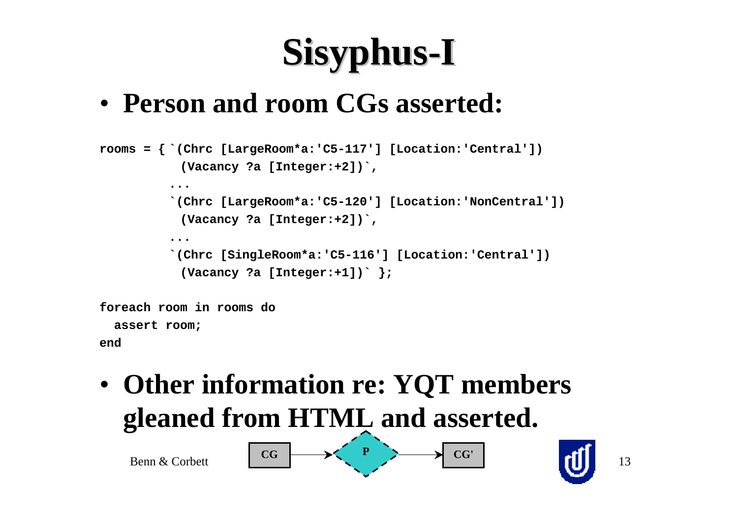# Sisyphus-I

- **Person and room CGs asserted:**

```
rooms = { `(Chrc [LargeRoom*a:'C5-117'] [Location:'Central'])
            (Vacancy ?a [Integer:+2])`,
          ...
          `(Chrc [LargeRoom*a:'C5-120'] [Location:'NonCentral'])
            (Vacancy ?a [Integer:+2])`,
          ...
          `(Chrc [SingleRoom*a:'C5-116'] [Location:'Central'])
            (Vacancy ?a [Integer:+1])` };

foreach room in rooms do
  assert room;
end
```

- **Other information re: YQT members gleaned from HTML and asserted.**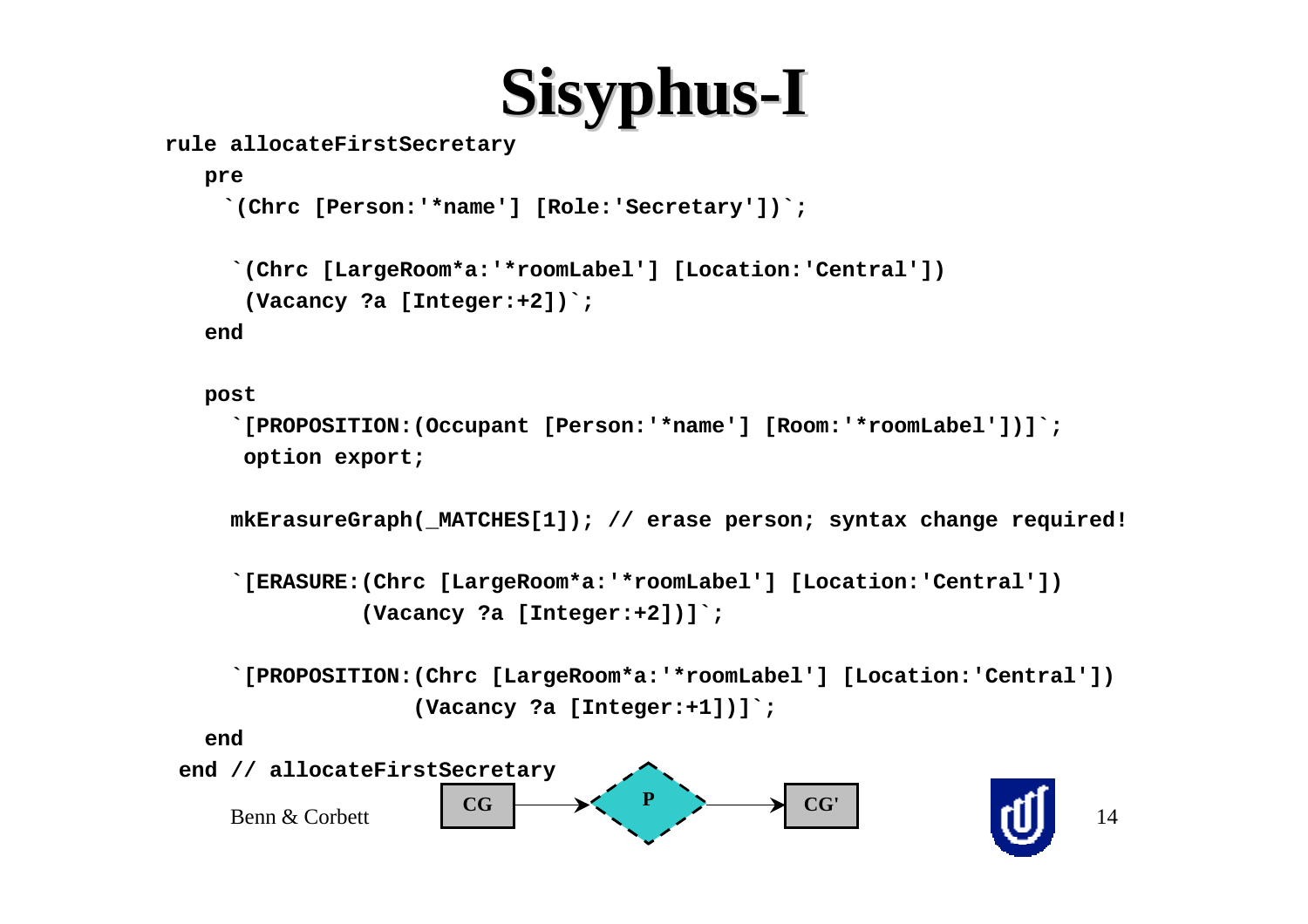# Sisyphus-I

```
rule allocateFirstSecretary
   pre
     `(Chrc [Person:'*name'] [Role:'Secretary'])`;

     `(Chrc [LargeRoom*a:'*roomLabel'] [Location:'Central'])
      (Vacancy ?a [Integer:+2])`;
   end

   post
     `[PROPOSITION:(Occupant [Person:'*name'] [Room:'*roomLabel'])]`;
      option export;

     mkErasureGraph(_MATCHES[1]); // erase person; syntax change required!

     `[ERASURE:(Chrc [LargeRoom*a:'*roomLabel'] [Location:'Central'])
               (Vacancy ?a [Integer:+2])]`;

     `[PROPOSITION:(Chrc [LargeRoom*a:'*roomLabel'] [Location:'Central'])
                   (Vacancy ?a [Integer:+1])]`;
   end
 end // allocateFirstSecretary
```

CG → P → CG'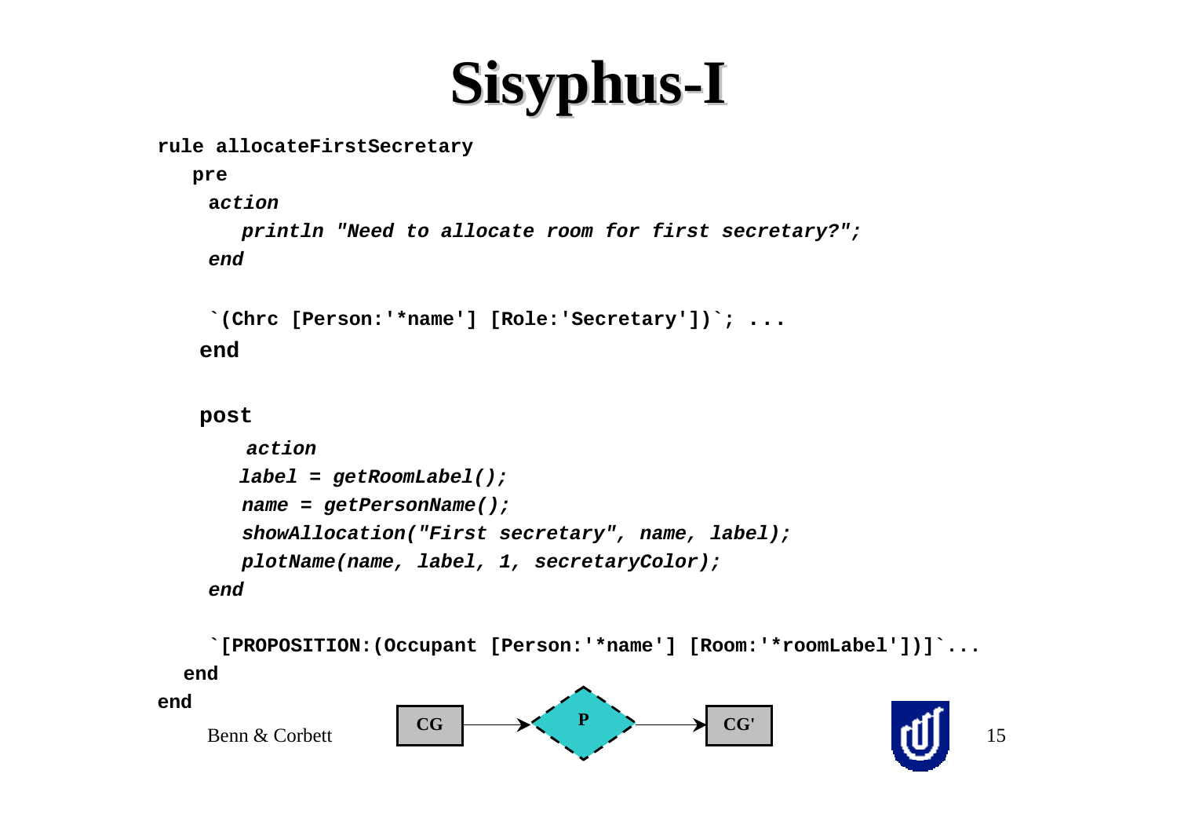# Sisyphus-I

```
rule allocateFirstSecretary
   pre
    action
       println "Need to allocate room for first secretary?";
    end

    `(Chrc [Person:'*name'] [Role:'Secretary'])`; ...
   end

   post
       action
      label = getRoomLabel();
      name = getPersonName();
      showAllocation("First secretary", name, label);
      plotName(name, label, 1, secretaryColor);
    end

    `[PROPOSITION:(Occupant [Person:'*name'] [Room:'*roomLabel'])]`...
  end
end
```

Benn & Corbett

CG → P → CG'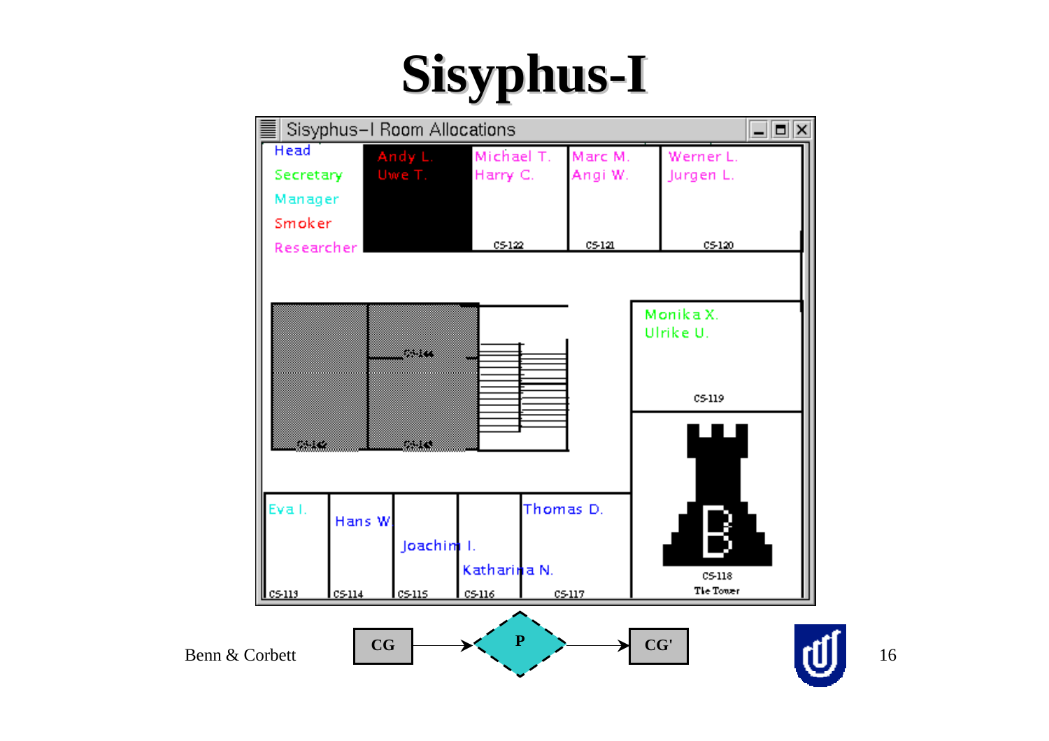# Sisyphus-I

Sisyphus-I Room Allocations

Head

Secretary

Manager

Smoker

Researcher

Andy L.
Uwe T.

Michael T.
Harry C.
CS-122

Marc M.
Angi W.
CS-121

Werner L.
Jurgen L.
CS-120

CS-144

CS-142

CS-143

Monika X.
Ulrike U.
CS-119

Eva I.
CS-113

Hans W.
CS-114

Joachim I.
CS-115

Katharina N.
CS-116

Thomas D.
CS-117

CS-118
The Tower

CG → P → CG'

Benn & Corbett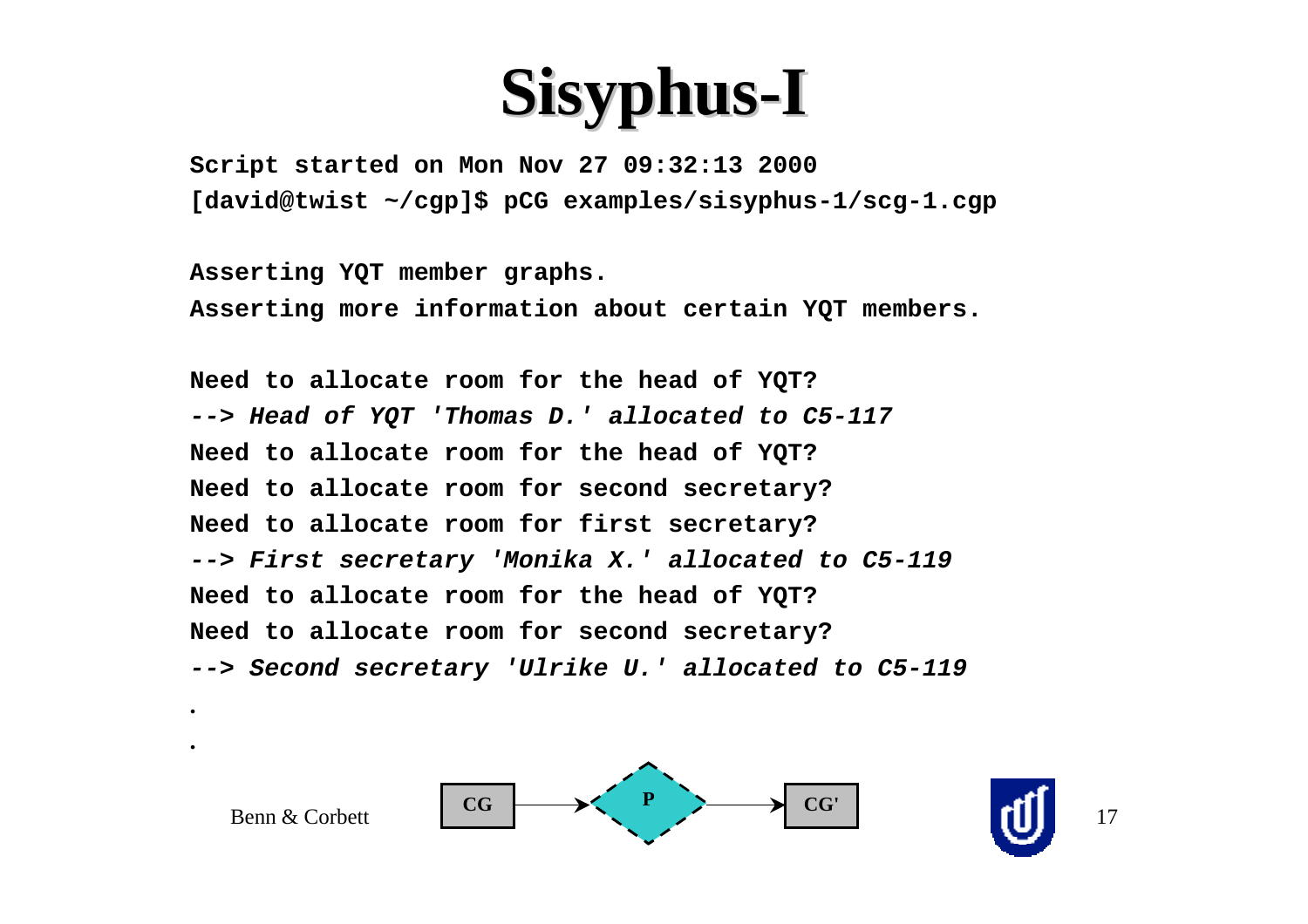# Sisyphus-I

```
Script started on Mon Nov 27 09:32:13 2000
[david@twist ~/cgp]$ pCG examples/sisyphus-1/scg-1.cgp

Asserting YQT member graphs.
Asserting more information about certain YQT members.

Need to allocate room for the head of YQT?
--> Head of YQT 'Thomas D.' allocated to C5-117
Need to allocate room for the head of YQT?
Need to allocate room for second secretary?
Need to allocate room for first secretary?
--> First secretary 'Monika X.' allocated to C5-119
Need to allocate room for the head of YQT?
Need to allocate room for second secretary?
--> Second secretary 'Ulrike U.' allocated to C5-119
.
.
```

CG → P → CG'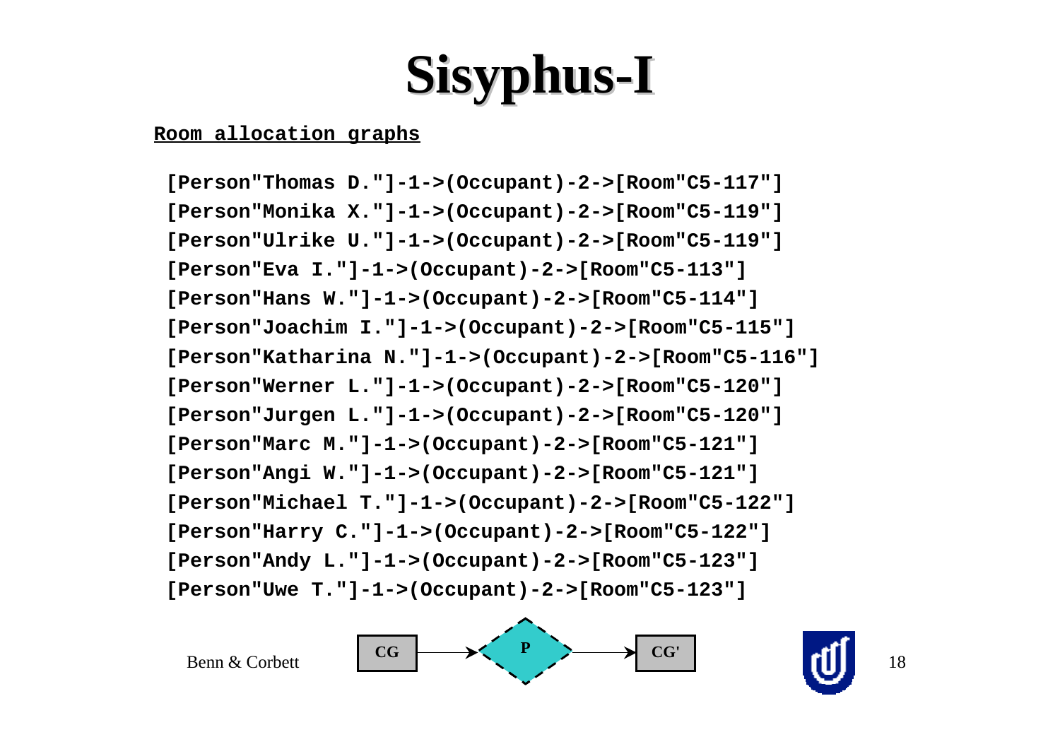# Sisyphus-I

**Room allocation graphs**

```
[Person"Thomas D."]-1->(Occupant)-2->[Room"C5-117"]
[Person"Monika X."]-1->(Occupant)-2->[Room"C5-119"]
[Person"Ulrike U."]-1->(Occupant)-2->[Room"C5-119"]
[Person"Eva I."]-1->(Occupant)-2->[Room"C5-113"]
[Person"Hans W."]-1->(Occupant)-2->[Room"C5-114"]
[Person"Joachim I."]-1->(Occupant)-2->[Room"C5-115"]
[Person"Katharina N."]-1->(Occupant)-2->[Room"C5-116"]
[Person"Werner L."]-1->(Occupant)-2->[Room"C5-120"]
[Person"Jurgen L."]-1->(Occupant)-2->[Room"C5-120"]
[Person"Marc M."]-1->(Occupant)-2->[Room"C5-121"]
[Person"Angi W."]-1->(Occupant)-2->[Room"C5-121"]
[Person"Michael T."]-1->(Occupant)-2->[Room"C5-122"]
[Person"Harry C."]-1->(Occupant)-2->[Room"C5-122"]
[Person"Andy L."]-1->(Occupant)-2->[Room"C5-123"]
[Person"Uwe T."]-1->(Occupant)-2->[Room"C5-123"]
```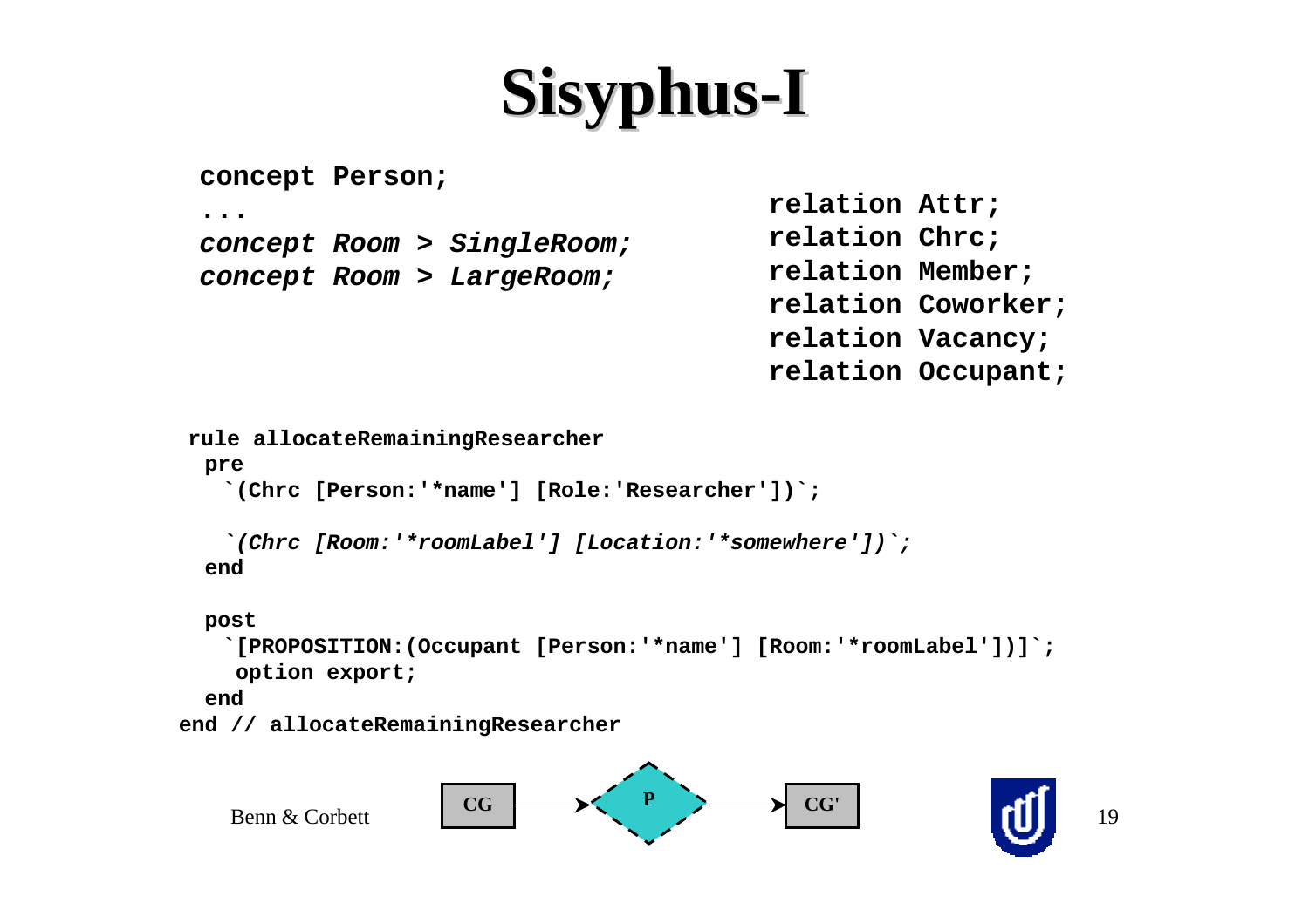# Sisyphus-I

```
concept Person;
...
concept Room > SingleRoom;
concept Room > LargeRoom;
```

```
relation Attr;
relation Chrc;
relation Member;
relation Coworker;
relation Vacancy;
relation Occupant;
```

```
rule allocateRemainingResearcher
  pre
    `(Chrc [Person:'*name'] [Role:'Researcher'])`;

    `(Chrc [Room:'*roomLabel'] [Location:'*somewhere'])`;
  end

  post
    `[PROPOSITION:(Occupant [Person:'*name'] [Room:'*roomLabel'])]`;
     option export;
  end
end // allocateRemainingResearcher
```

Benn & Corbett

CG → P → CG'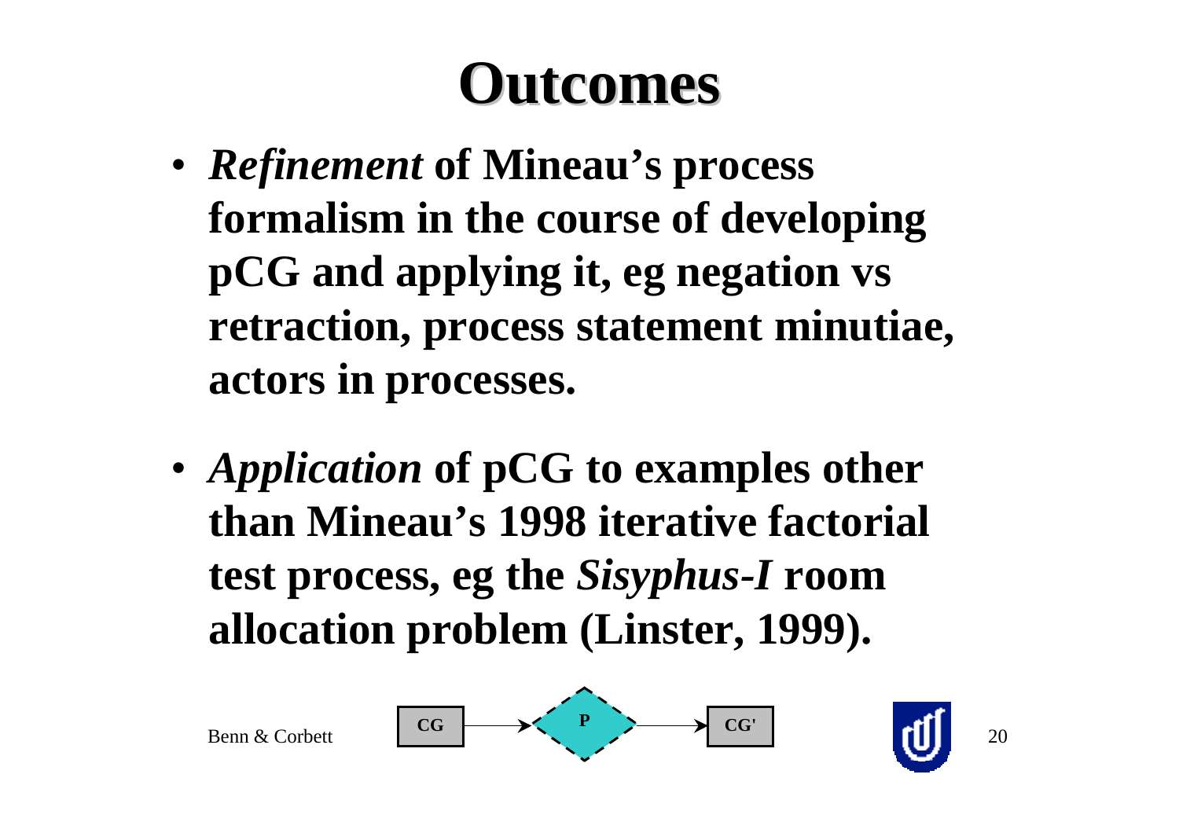# Outcomes

- ***Refinement*** **of Mineau's process formalism in the course of developing pCG and applying it, eg negation vs retraction, process statement minutiae, actors in processes.**

- ***Application*** **of pCG to examples other than Mineau's 1998 iterative factorial test process, eg the** ***Sisyphus-I*** **room allocation problem (Linster, 1999).**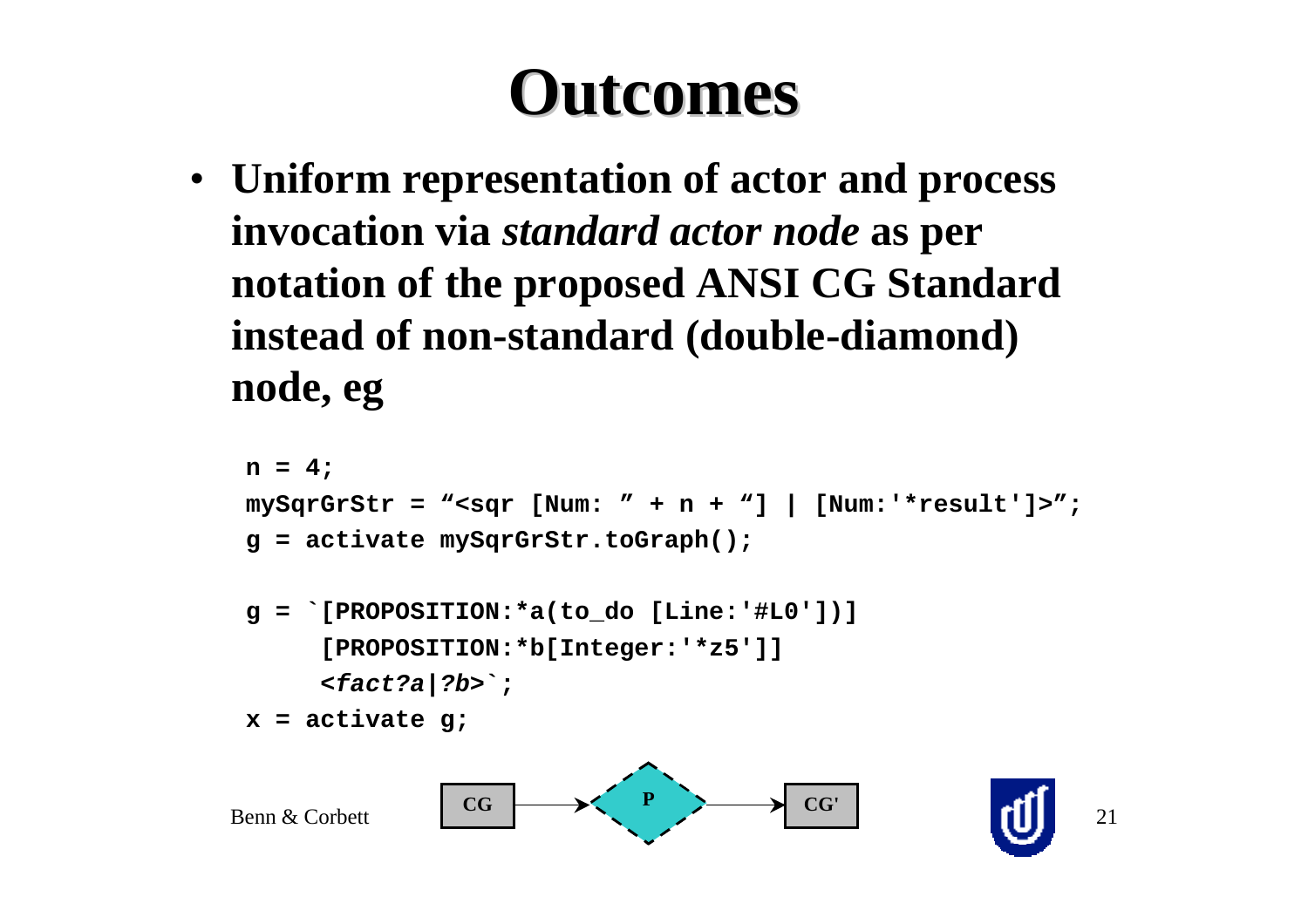# Outcomes

- **Uniform representation of actor and process invocation via *standard actor node* as per notation of the proposed ANSI CG Standard instead of non-standard (double-diamond) node, eg**

```
n = 4;
mySqrGrStr = "<sqr [Num: " + n + "] | [Num:'*result']>";
g = activate mySqrGrStr.toGraph();

g = `[PROPOSITION:*a(to_do [Line:'#L0'])]
     [PROPOSITION:*b[Integer:'*z5']]
     <fact?a|?b>`;
x = activate g;
```

CG → P → CG'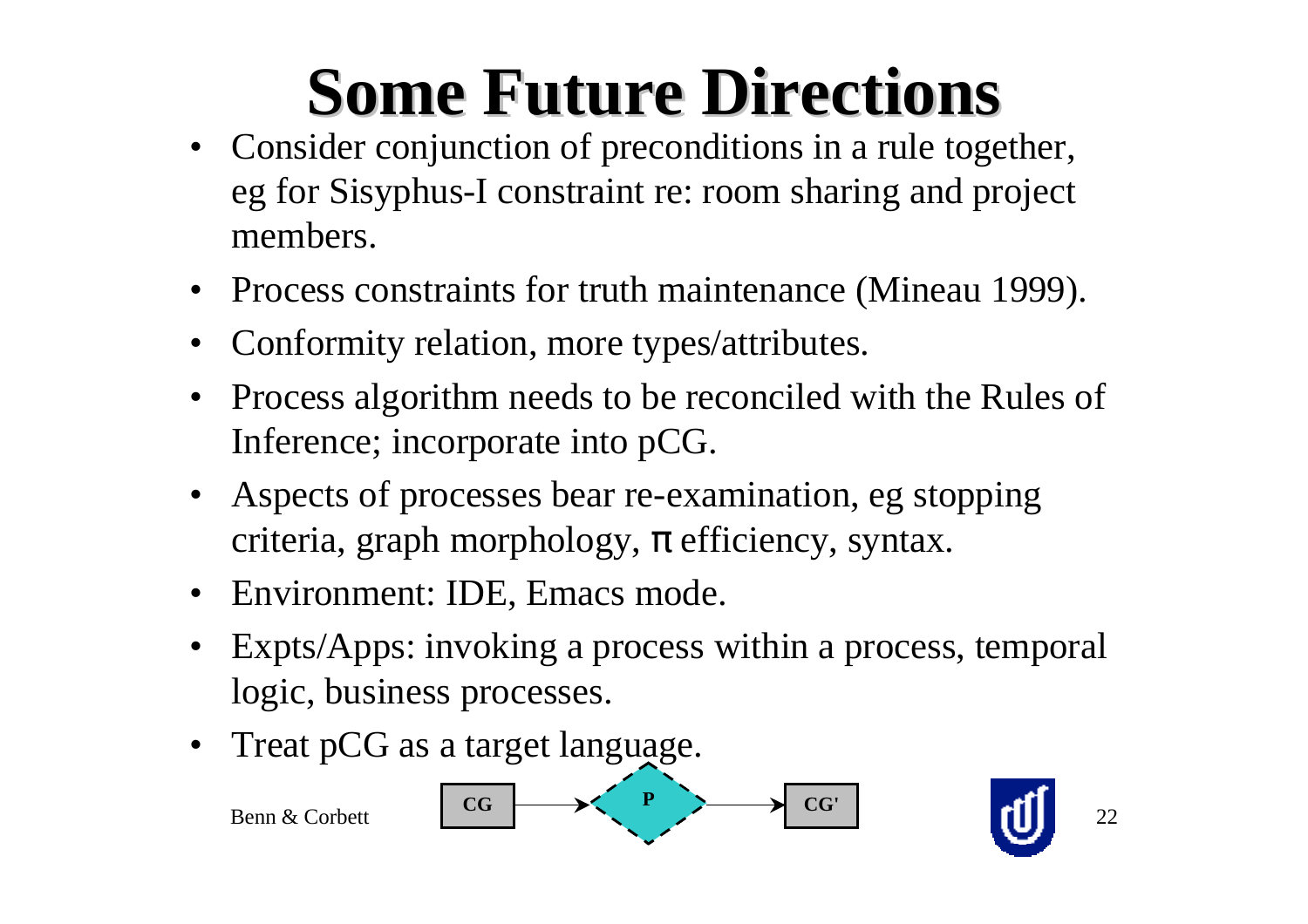# Some Future Directions

- Consider conjunction of preconditions in a rule together, eg for Sisyphus-I constraint re: room sharing and project members.
- Process constraints for truth maintenance (Mineau 1999).
- Conformity relation, more types/attributes.
- Process algorithm needs to be reconciled with the Rules of Inference; incorporate into pCG.
- Aspects of processes bear re-examination, eg stopping criteria, graph morphology, $\pi$ efficiency, syntax.
- Environment: IDE, Emacs mode.
- Expts/Apps: invoking a process within a process, temporal logic, business processes.
- Treat pCG as a target language.

CG

P

CG'